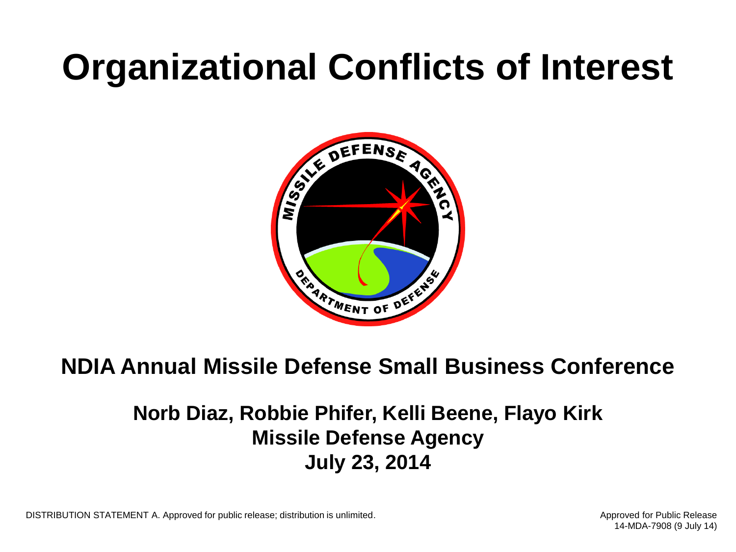# Organizational Conflicts of Interest

## NDIA Annual Missile Defense Small Business Conference

**Norb Diaz, Robbie Phifer, Kelli Beene, Flayo Kirk**
**Missile Defense Agency**
**July 23, 2014**

DISTRIBUTION STATEMENT A. Approved for public release; distribution is unlimited.

Approved for Public Release
14-MDA-7908 (9 July 14)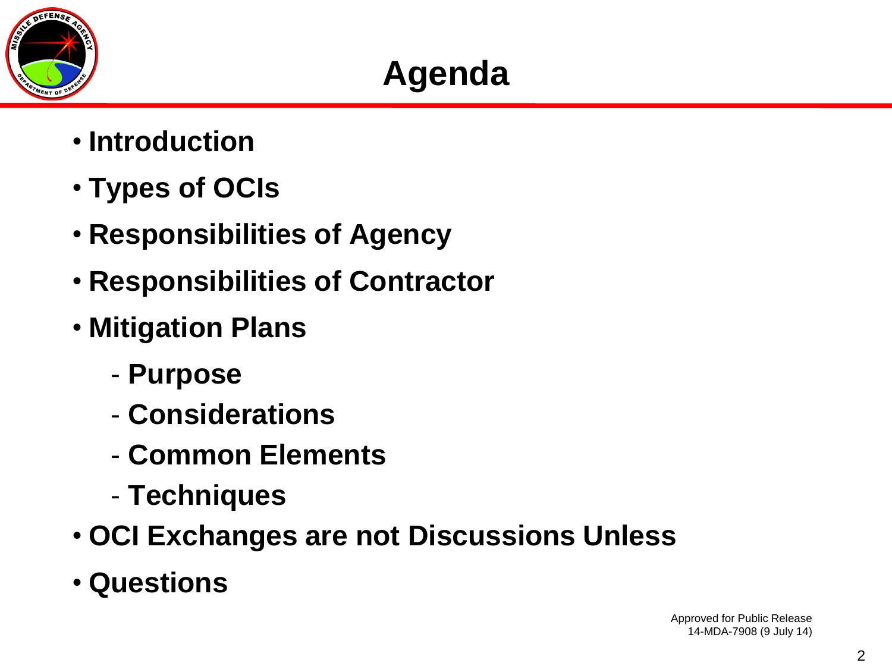# Agenda

- **Introduction**
- **Types of OCIs**
- **Responsibilities of Agency**
- **Responsibilities of Contractor**
- **Mitigation Plans**
  - **Purpose**
  - **Considerations**
  - **Common Elements**
  - **Techniques**
- **OCI Exchanges are not Discussions Unless**
- **Questions**

Approved for Public Release
14-MDA-7908 (9 July 14)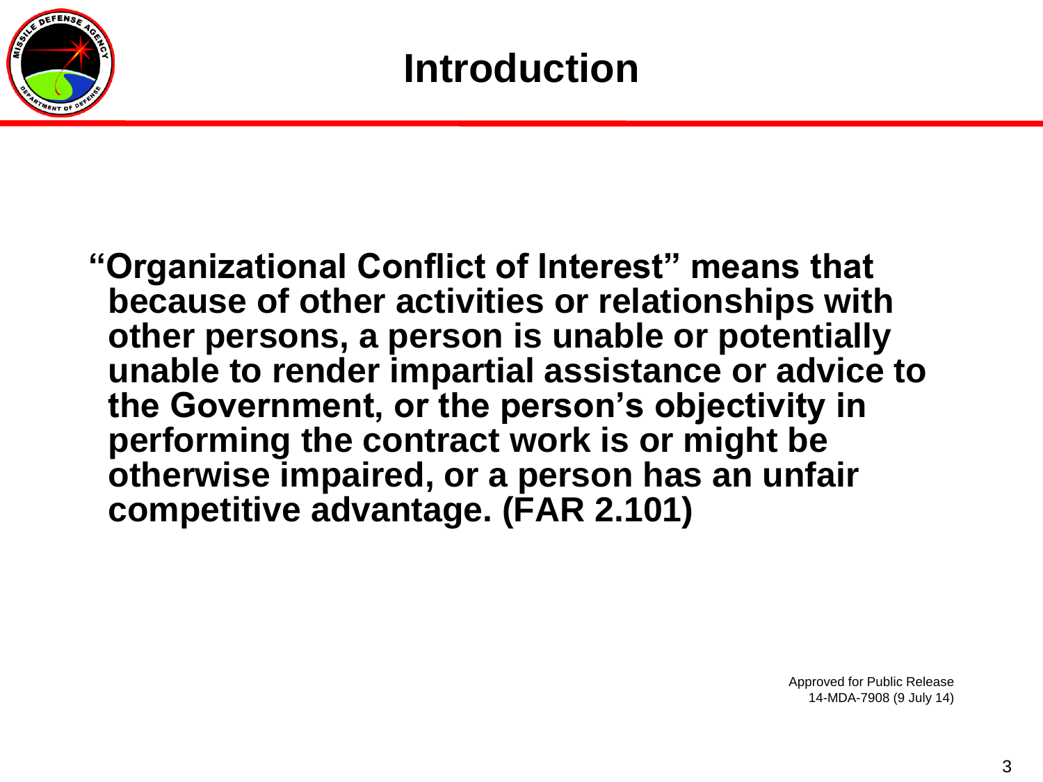# Introduction

**"Organizational Conflict of Interest" means that because of other activities or relationships with other persons, a person is unable or potentially unable to render impartial assistance or advice to the Government, or the person's objectivity in performing the contract work is or might be otherwise impaired, or a person has an unfair competitive advantage. (FAR 2.101)**

Approved for Public Release
14-MDA-7908 (9 July 14)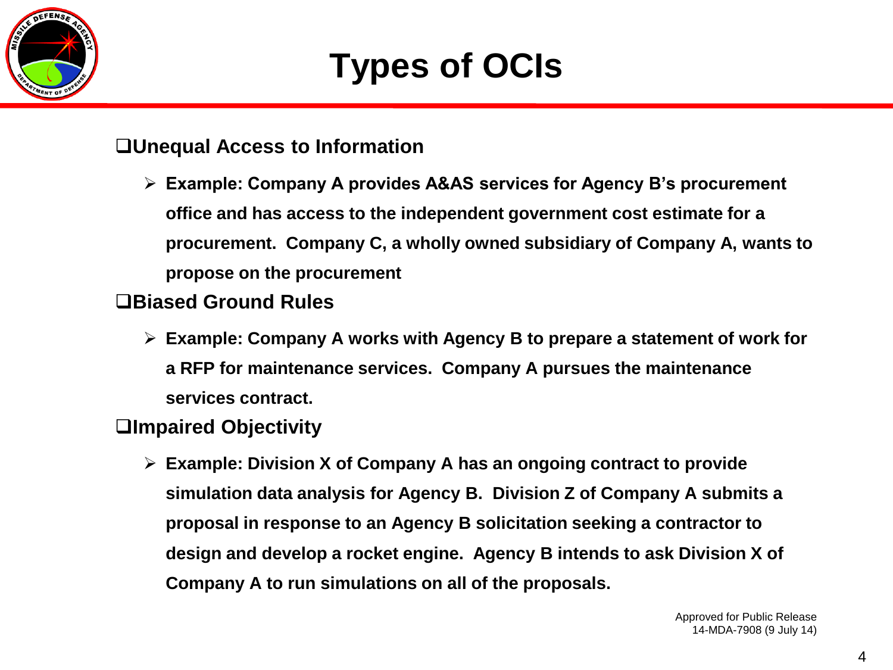# Types of OCIs

- **Unequal Access to Information**
  - **Example: Company A provides A&AS services for Agency B's procurement office and has access to the independent government cost estimate for a procurement. Company C, a wholly owned subsidiary of Company A, wants to propose on the procurement**
- **Biased Ground Rules**
  - **Example: Company A works with Agency B to prepare a statement of work for a RFP for maintenance services. Company A pursues the maintenance services contract.**
- **Impaired Objectivity**
  - **Example: Division X of Company A has an ongoing contract to provide simulation data analysis for Agency B. Division Z of Company A submits a proposal in response to an Agency B solicitation seeking a contractor to design and develop a rocket engine. Agency B intends to ask Division X of Company A to run simulations on all of the proposals.**

Approved for Public Release
14-MDA-7908 (9 July 14)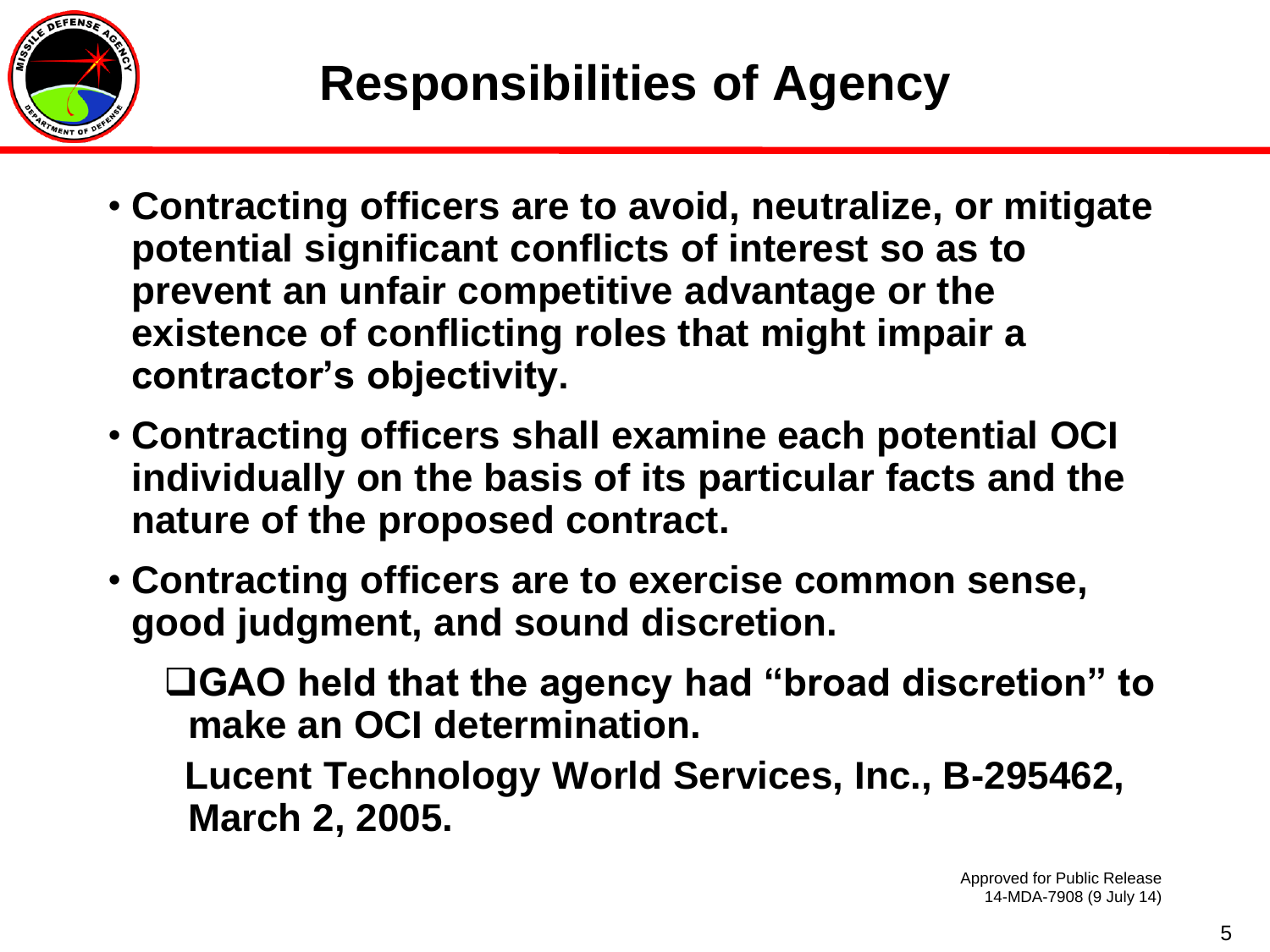# Responsibilities of Agency

- **Contracting officers are to avoid, neutralize, or mitigate potential significant conflicts of interest so as to prevent an unfair competitive advantage or the existence of conflicting roles that might impair a contractor's objectivity.**
- **Contracting officers shall examine each potential OCI individually on the basis of its particular facts and the nature of the proposed contract.**
- **Contracting officers are to exercise common sense, good judgment, and sound discretion.**
  - **GAO held that the agency had "broad discretion" to make an OCI determination.**

    **Lucent Technology World Services, Inc., B-295462, March 2, 2005.**

Approved for Public Release
14-MDA-7908 (9 July 14)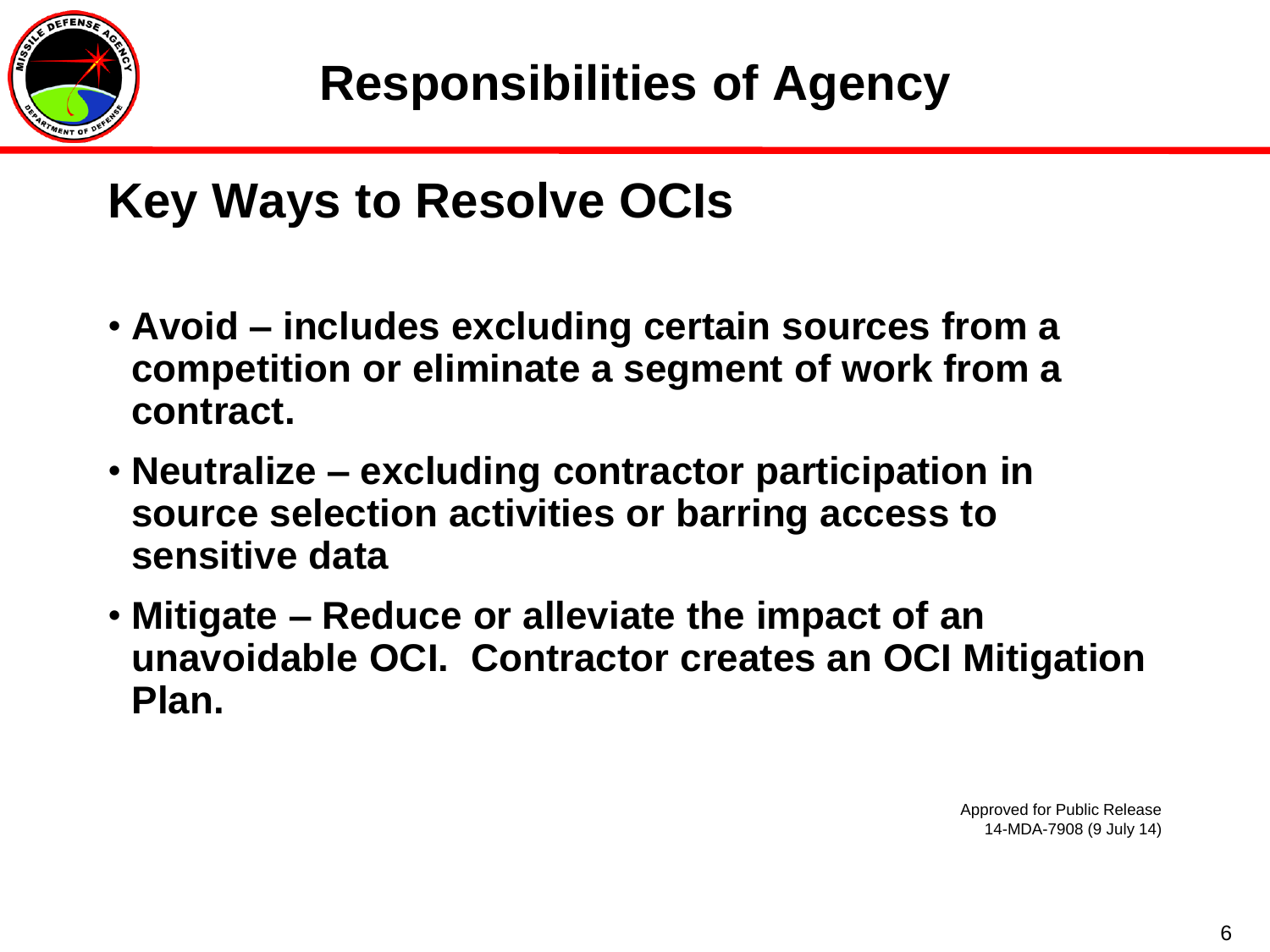# Responsibilities of Agency

## Key Ways to Resolve OCIs

- **Avoid – includes excluding certain sources from a competition or eliminate a segment of work from a contract.**
- **Neutralize – excluding contractor participation in source selection activities or barring access to sensitive data**
- **Mitigate – Reduce or alleviate the impact of an unavoidable OCI. Contractor creates an OCI Mitigation Plan.**

Approved for Public Release
14-MDA-7908 (9 July 14)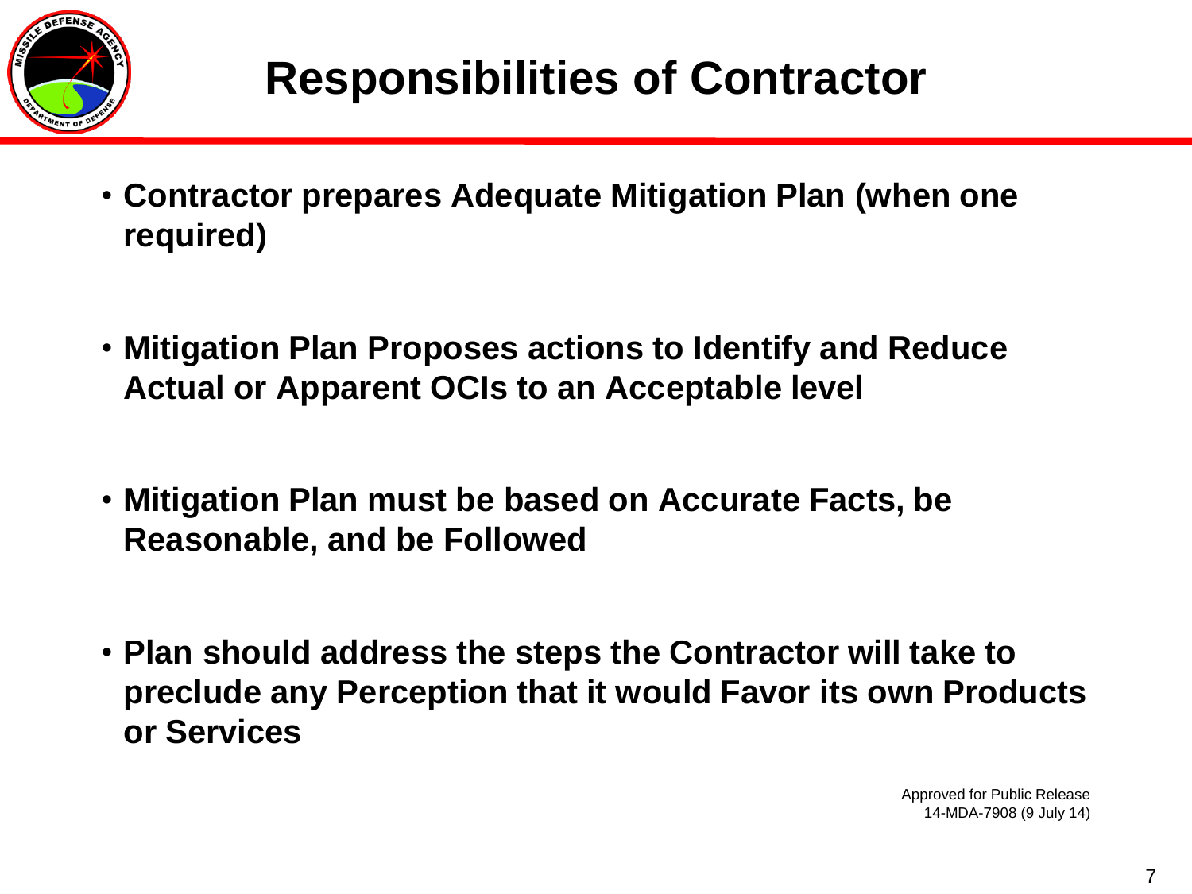# Responsibilities of Contractor

- **Contractor prepares Adequate Mitigation Plan (when one required)**
- **Mitigation Plan Proposes actions to Identify and Reduce Actual or Apparent OCIs to an Acceptable level**
- **Mitigation Plan must be based on Accurate Facts, be Reasonable, and be Followed**
- **Plan should address the steps the Contractor will take to preclude any Perception that it would Favor its own Products or Services**

Approved for Public Release
14-MDA-7908 (9 July 14)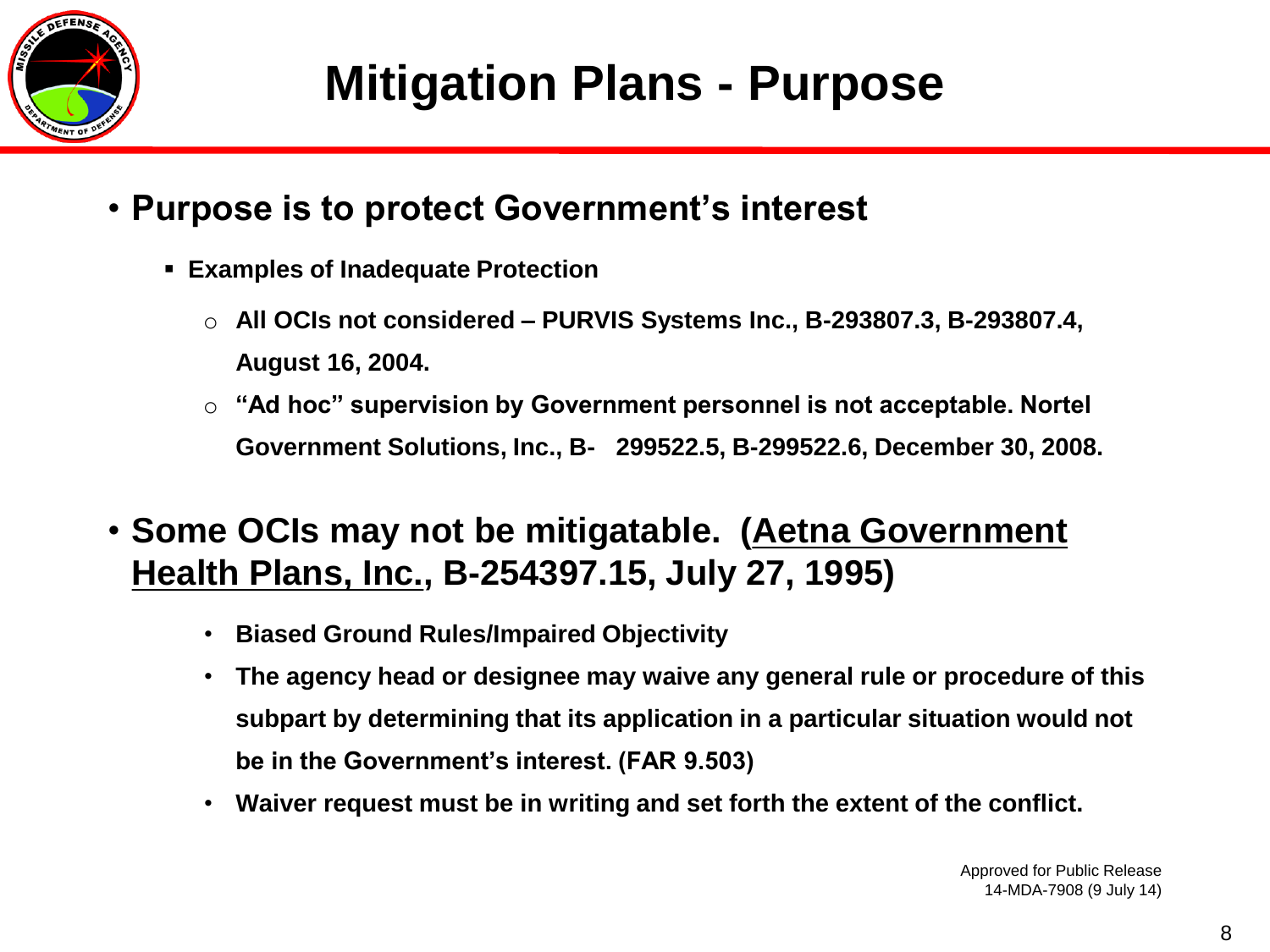# Mitigation Plans - Purpose

- **Purpose is to protect Government's interest**
  - **Examples of Inadequate Protection**
    - **All OCIs not considered – PURVIS Systems Inc., B-293807.3, B-293807.4, August 16, 2004.**
    - **"Ad hoc" supervision by Government personnel is not acceptable. Nortel Government Solutions, Inc., B- 299522.5, B-299522.6, December 30, 2008.**
- **Some OCIs may not be mitigatable. (<u>Aetna Government Health Plans, Inc.</u>, B-254397.15, July 27, 1995)**
  - **Biased Ground Rules/Impaired Objectivity**
  - **The agency head or designee may waive any general rule or procedure of this subpart by determining that its application in a particular situation would not be in the Government's interest. (FAR 9.503)**
  - **Waiver request must be in writing and set forth the extent of the conflict.**

Approved for Public Release
14-MDA-7908 (9 July 14)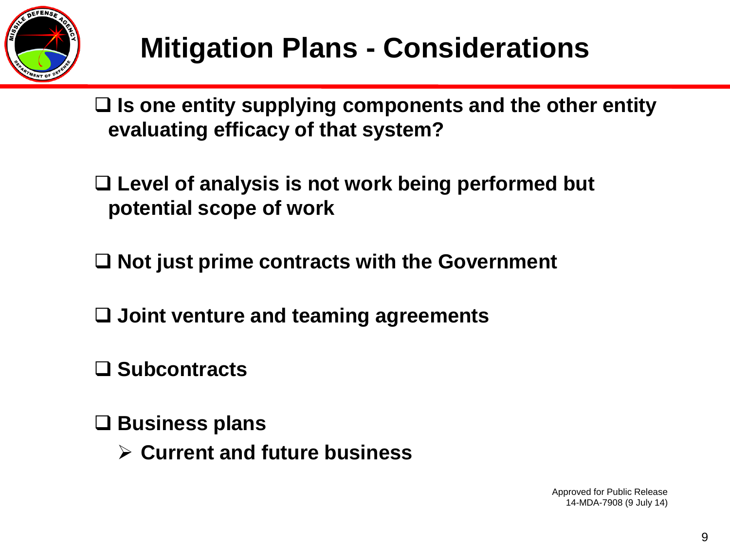# Mitigation Plans - Considerations

- Is one entity supplying components and the other entity evaluating efficacy of that system?
- Level of analysis is not work being performed but potential scope of work
- Not just prime contracts with the Government
- Joint venture and teaming agreements
- Subcontracts
- Business plans
  - Current and future business

Approved for Public Release
14-MDA-7908 (9 July 14)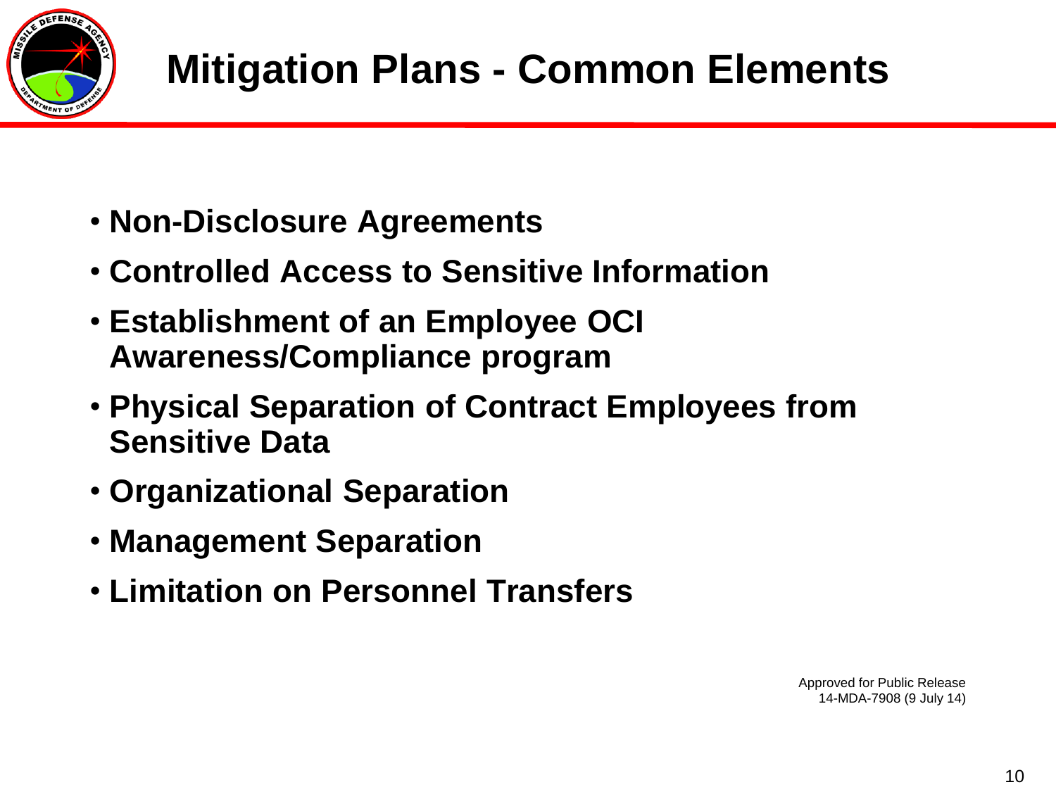# Mitigation Plans - Common Elements

- **Non-Disclosure Agreements**
- **Controlled Access to Sensitive Information**
- **Establishment of an Employee OCI Awareness/Compliance program**
- **Physical Separation of Contract Employees from Sensitive Data**
- **Organizational Separation**
- **Management Separation**
- **Limitation on Personnel Transfers**

Approved for Public Release
14-MDA-7908 (9 July 14)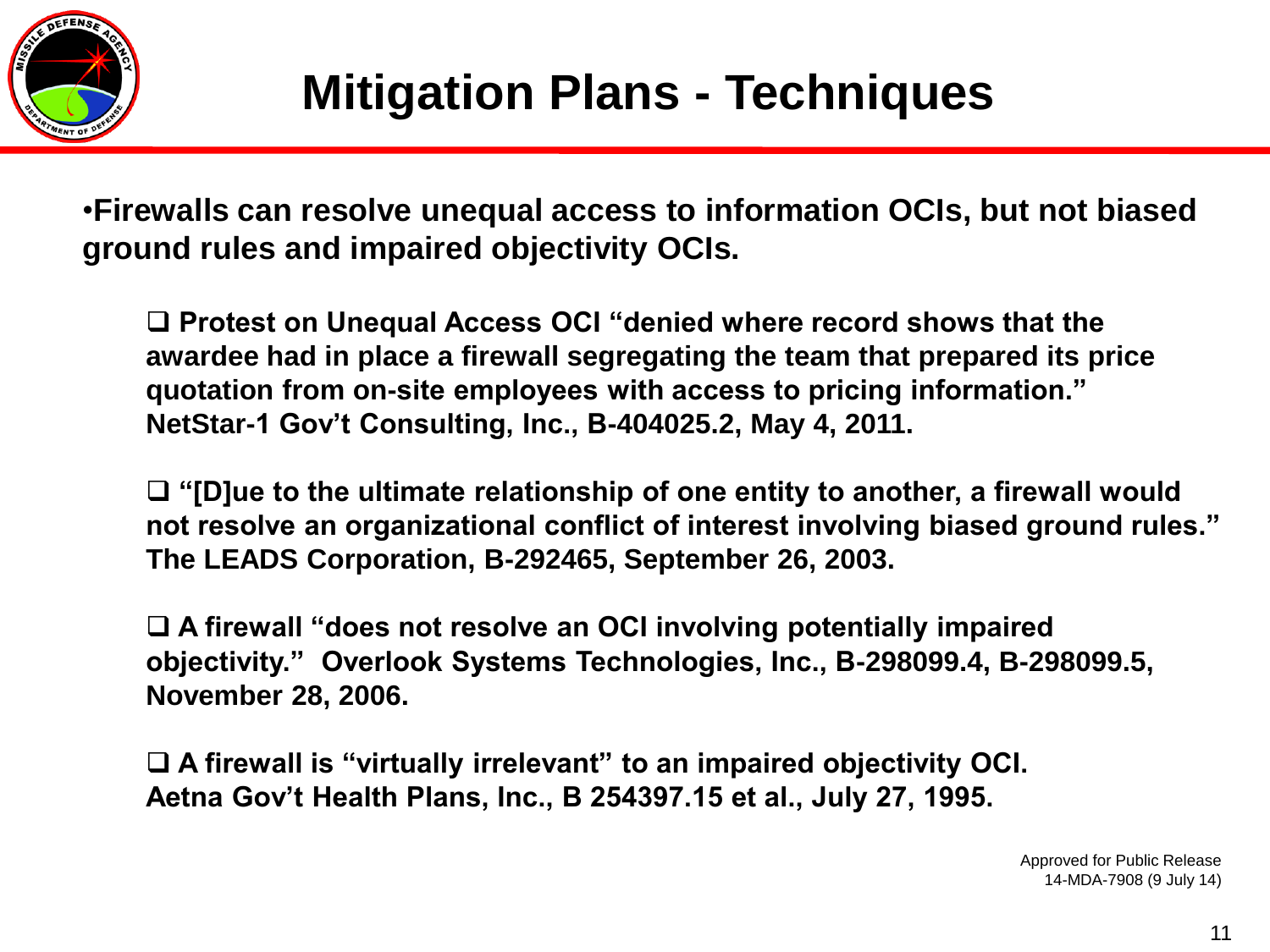# Mitigation Plans - Techniques

- **Firewalls can resolve unequal access to information OCIs, but not biased ground rules and impaired objectivity OCIs.**

  - **Protest on Unequal Access OCI "denied where record shows that the awardee had in place a firewall segregating the team that prepared its price quotation from on-site employees with access to pricing information." NetStar-1 Gov't Consulting, Inc., B-404025.2, May 4, 2011.**

  - **"[D]ue to the ultimate relationship of one entity to another, a firewall would not resolve an organizational conflict of interest involving biased ground rules." The LEADS Corporation, B-292465, September 26, 2003.**

  - **A firewall "does not resolve an OCI involving potentially impaired objectivity." Overlook Systems Technologies, Inc., B-298099.4, B-298099.5, November 28, 2006.**

  - **A firewall is "virtually irrelevant" to an impaired objectivity OCI. Aetna Gov't Health Plans, Inc., B 254397.15 et al., July 27, 1995.**

Approved for Public Release
14-MDA-7908 (9 July 14)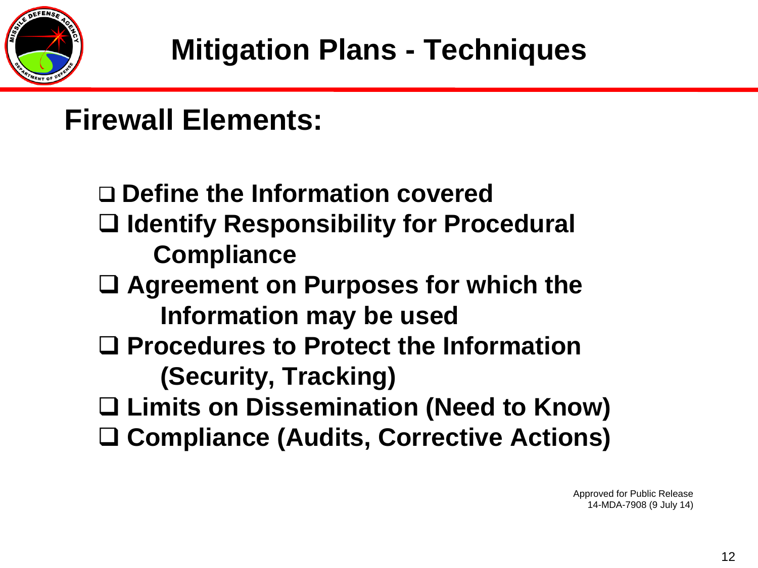# Mitigation Plans - Techniques

## Firewall Elements:

- Define the Information covered
- Identify Responsibility for Procedural Compliance
- Agreement on Purposes for which the Information may be used
- Procedures to Protect the Information (Security, Tracking)
- Limits on Dissemination (Need to Know)
- Compliance (Audits, Corrective Actions)

Approved for Public Release
14-MDA-7908 (9 July 14)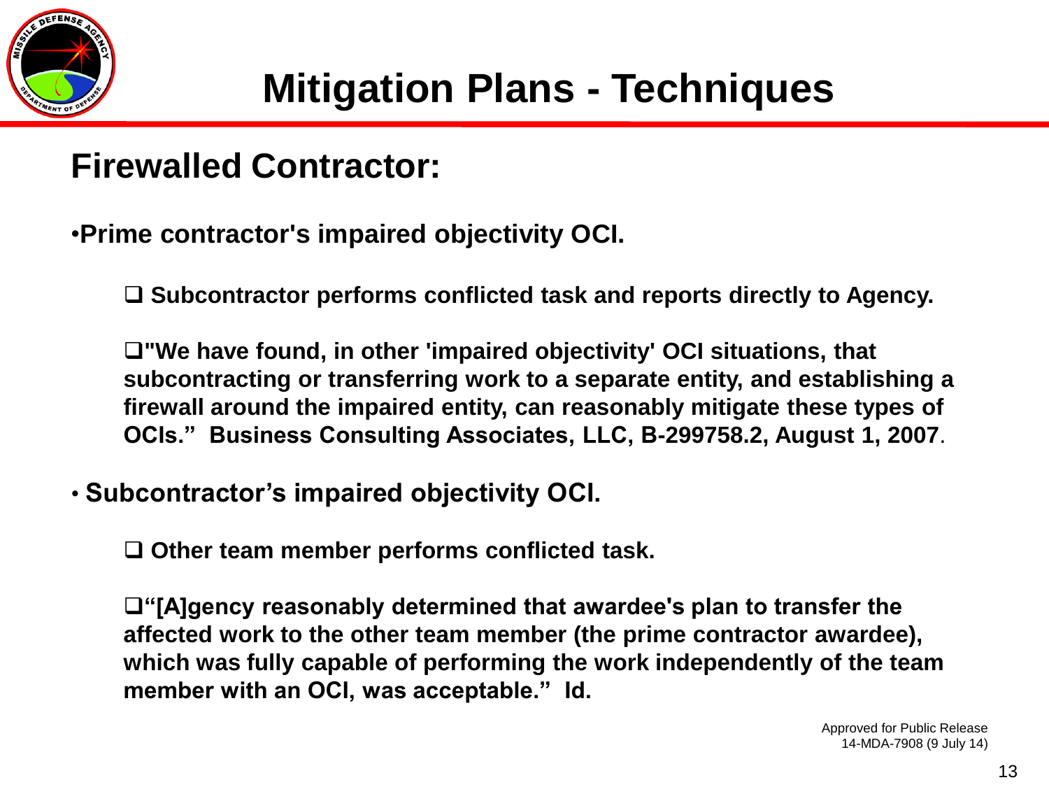# Mitigation Plans - Techniques

## Firewalled Contractor:

- **Prime contractor's impaired objectivity OCI.**
  - **Subcontractor performs conflicted task and reports directly to Agency.**
  - **"We have found, in other 'impaired objectivity' OCI situations, that subcontracting or transferring work to a separate entity, and establishing a firewall around the impaired entity, can reasonably mitigate these types of OCIs." Business Consulting Associates, LLC, B-299758.2, August 1, 2007**.

- **Subcontractor's impaired objectivity OCI.**
  - **Other team member performs conflicted task.**
  - **"[A]gency reasonably determined that awardee's plan to transfer the affected work to the other team member (the prime contractor awardee), which was fully capable of performing the work independently of the team member with an OCI, was acceptable." Id.**

Approved for Public Release
14-MDA-7908 (9 July 14)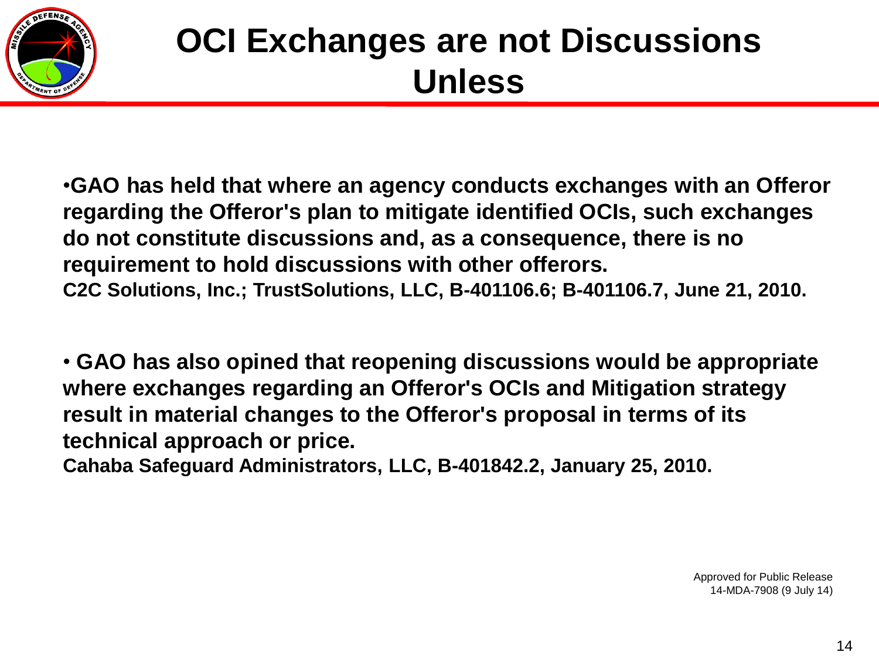# OCI Exchanges are not Discussions Unless

- **GAO has held that where an agency conducts exchanges with an Offeror regarding the Offeror's plan to mitigate identified OCIs, such exchanges do not constitute discussions and, as a consequence, there is no requirement to hold discussions with other offerors.**
  **C2C Solutions, Inc.; TrustSolutions, LLC, B-401106.6; B-401106.7, June 21, 2010.**

- **GAO has also opined that reopening discussions would be appropriate where exchanges regarding an Offeror's OCIs and Mitigation strategy result in material changes to the Offeror's proposal in terms of its technical approach or price.**
  **Cahaba Safeguard Administrators, LLC, B-401842.2, January 25, 2010.**

Approved for Public Release
14-MDA-7908 (9 July 14)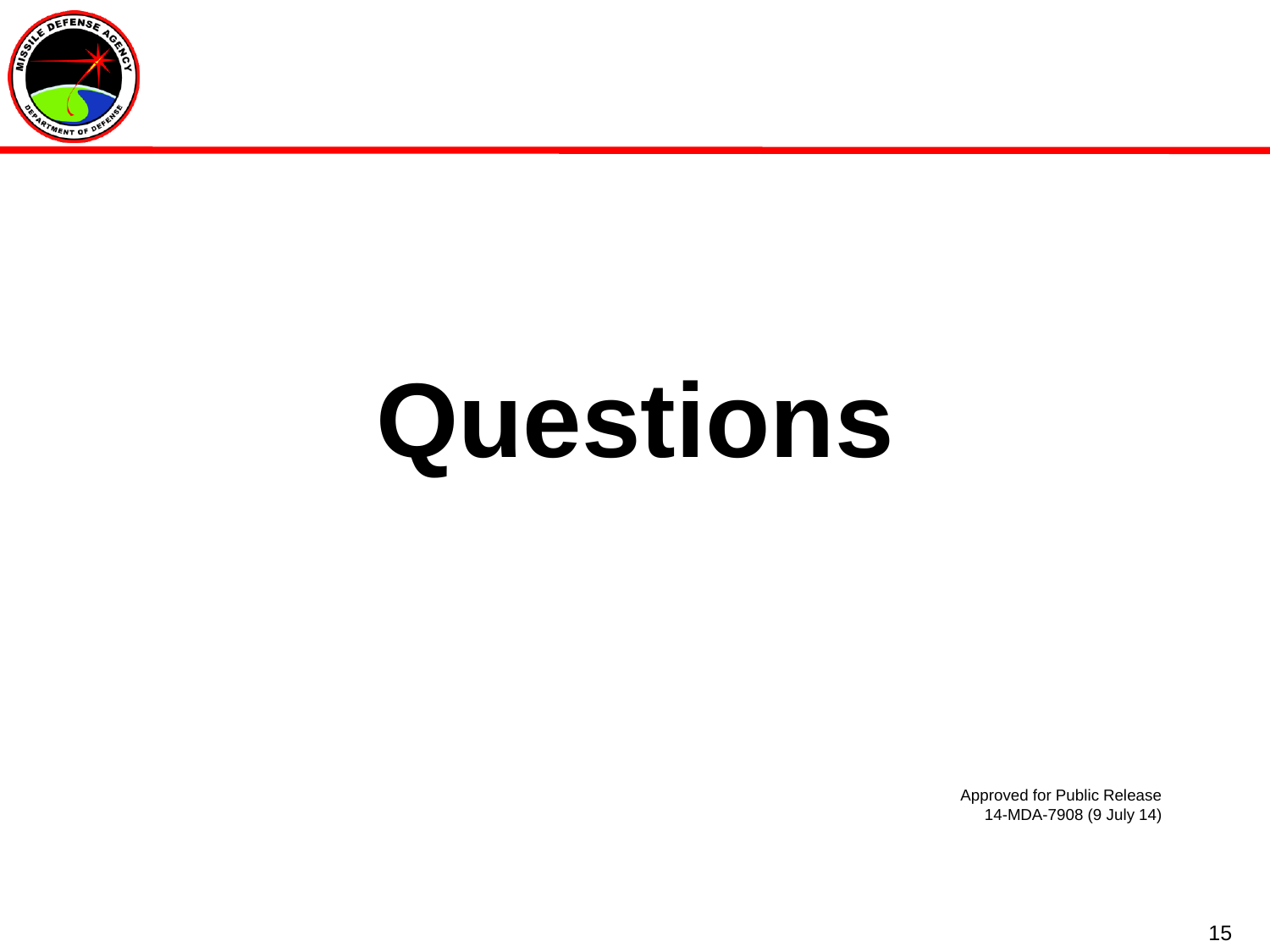# Questions

Approved for Public Release
14-MDA-7908 (9 July 14)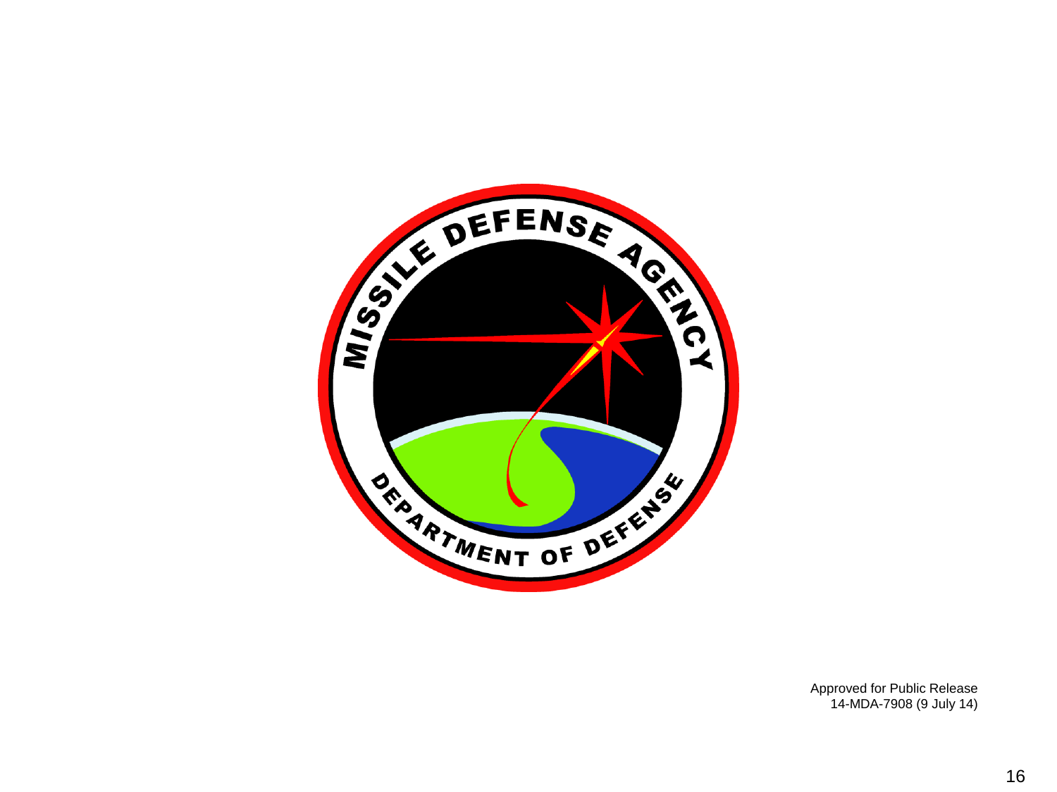Approved for Public Release
14-MDA-7908 (9 July 14)